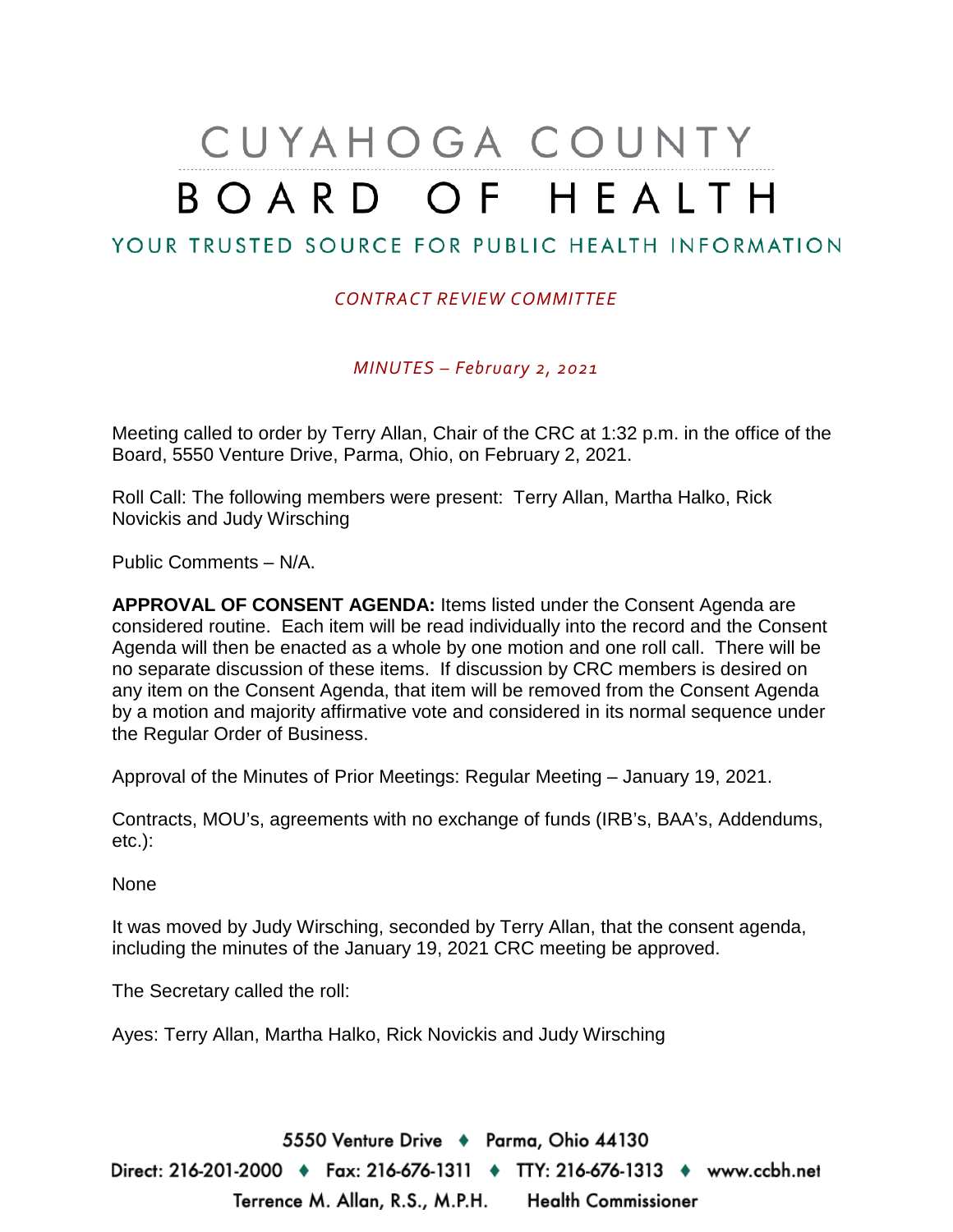# CUYAHOGA COUNTY BOARD OF HEALTH

YOUR TRUSTED SOURCE FOR PUBLIC HEALTH INFORMATION

*CONTRACT REVIEW COMMITTEE*

*MINUTES – February 2, 2021*

Meeting called to order by Terry Allan, Chair of the CRC at 1:32 p.m. in the office of the Board, 5550 Venture Drive, Parma, Ohio, on February 2, 2021.

Roll Call: The following members were present: Terry Allan, Martha Halko, Rick Novickis and Judy Wirsching

Public Comments – N/A.

**APPROVAL OF CONSENT AGENDA:** Items listed under the Consent Agenda are considered routine. Each item will be read individually into the record and the Consent Agenda will then be enacted as a whole by one motion and one roll call. There will be no separate discussion of these items. If discussion by CRC members is desired on any item on the Consent Agenda, that item will be removed from the Consent Agenda by a motion and majority affirmative vote and considered in its normal sequence under the Regular Order of Business.

Approval of the Minutes of Prior Meetings: Regular Meeting – January 19, 2021.

Contracts, MOU's, agreements with no exchange of funds (IRB's, BAA's, Addendums, etc.):

None

It was moved by Judy Wirsching, seconded by Terry Allan, that the consent agenda, including the minutes of the January 19, 2021 CRC meeting be approved.

The Secretary called the roll:

Ayes: Terry Allan, Martha Halko, Rick Novickis and Judy Wirsching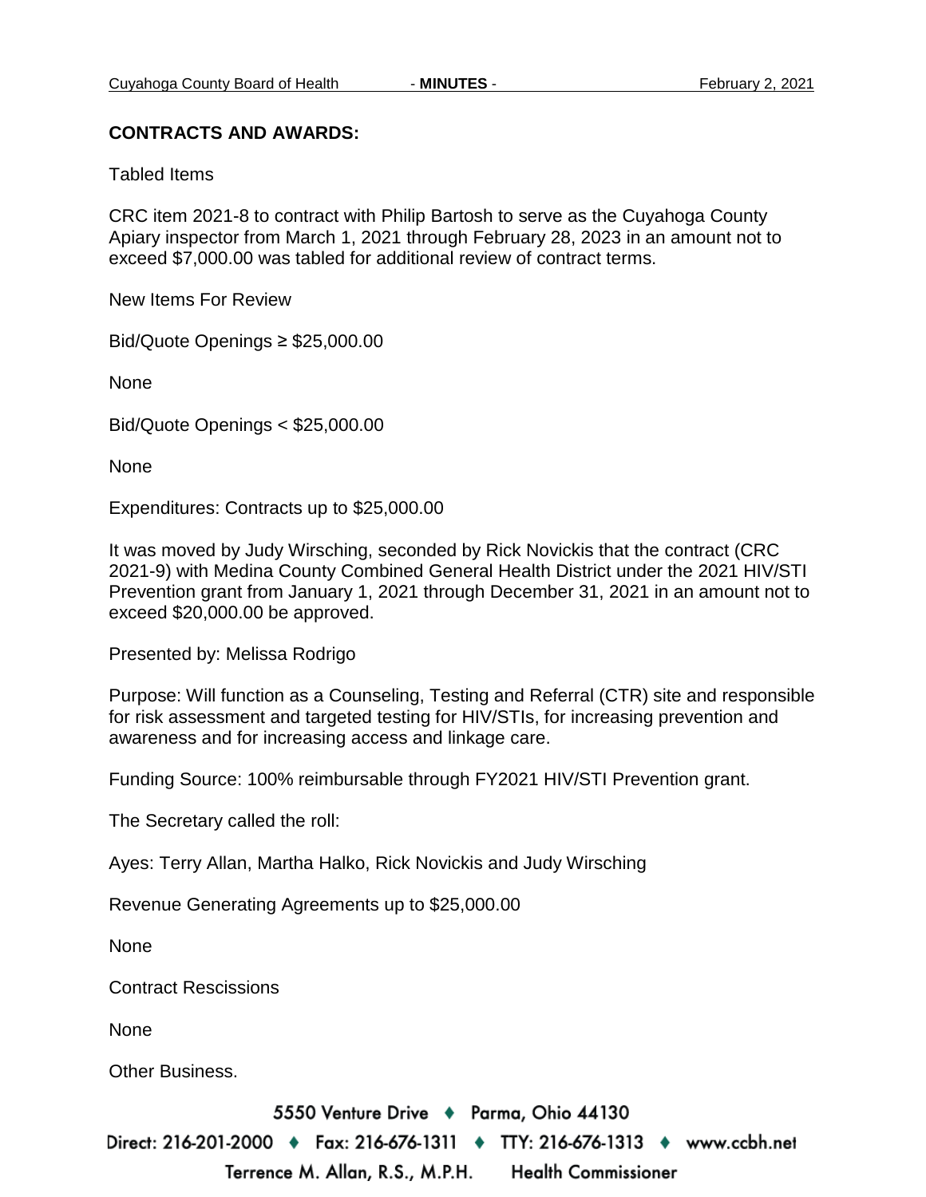## CONTRACTS AND AWARDS:

Tabled Items

CRC item 2021-8 to contract with Philip Bartosh to serve as the Cuyahoga County Apiary inspector from March 1, 2021 through February 28, 2023 in an amount not to exceed $7,000.00 was tabled for additional review of contract terms.

New Items For Review

Bid/Quote Openings ≥ $25,000.00

None

Bid/Quote Openings < $25,000.00

None

Expenditures: Contracts up to $25,000.00

It was moved by Judy Wirsching, seconded by Rick Novickis that the contract (CRC 2021-9) with Medina County Combined General Health District under the 2021 HIV/STI Prevention grant from January 1, 2021 through December 31, 2021 in an amount not to exceed $20,000.00 be approved.

Presented by: Melissa Rodrigo

Purpose: Will function as a Counseling, Testing and Referral (CTR) site and responsible for risk assessment and targeted testing for HIV/STIs, for increasing prevention and awareness and for increasing access and linkage care.

Funding Source: 100% reimbursable through FY2021 HIV/STI Prevention grant.

The Secretary called the roll:

Ayes: Terry Allan, Martha Halko, Rick Novickis and Judy Wirsching

Revenue Generating Agreements up to $25,000.00

None

Contract Rescissions

None

Other Business.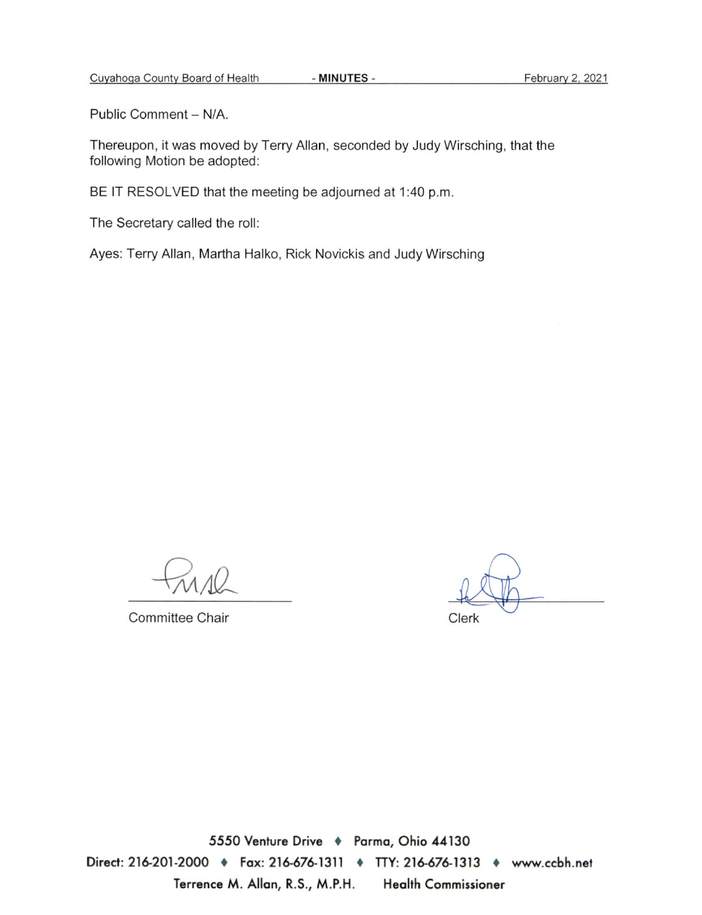Public Comment – N/A.

Thereupon, it was moved by Terry Allan, seconded by Judy Wirsching, that the following Motion be adopted:

BE IT RESOLVED that the meeting be adjourned at 1:40 p.m.

The Secretary called the roll:

Ayes: Terry Allan, Martha Halko, Rick Novickis and Judy Wirsching

Committee Chair

Clerk

5550 Venture Drive ♦ Parma, Ohio 44130

Direct: 216-201-2000 ♦ Fax: 216-676-1311 ♦ TTY: 216-676-1313 ♦ www.ccbh.net

Terrence M. Allan, R.S., M.P.H. Health Commissioner